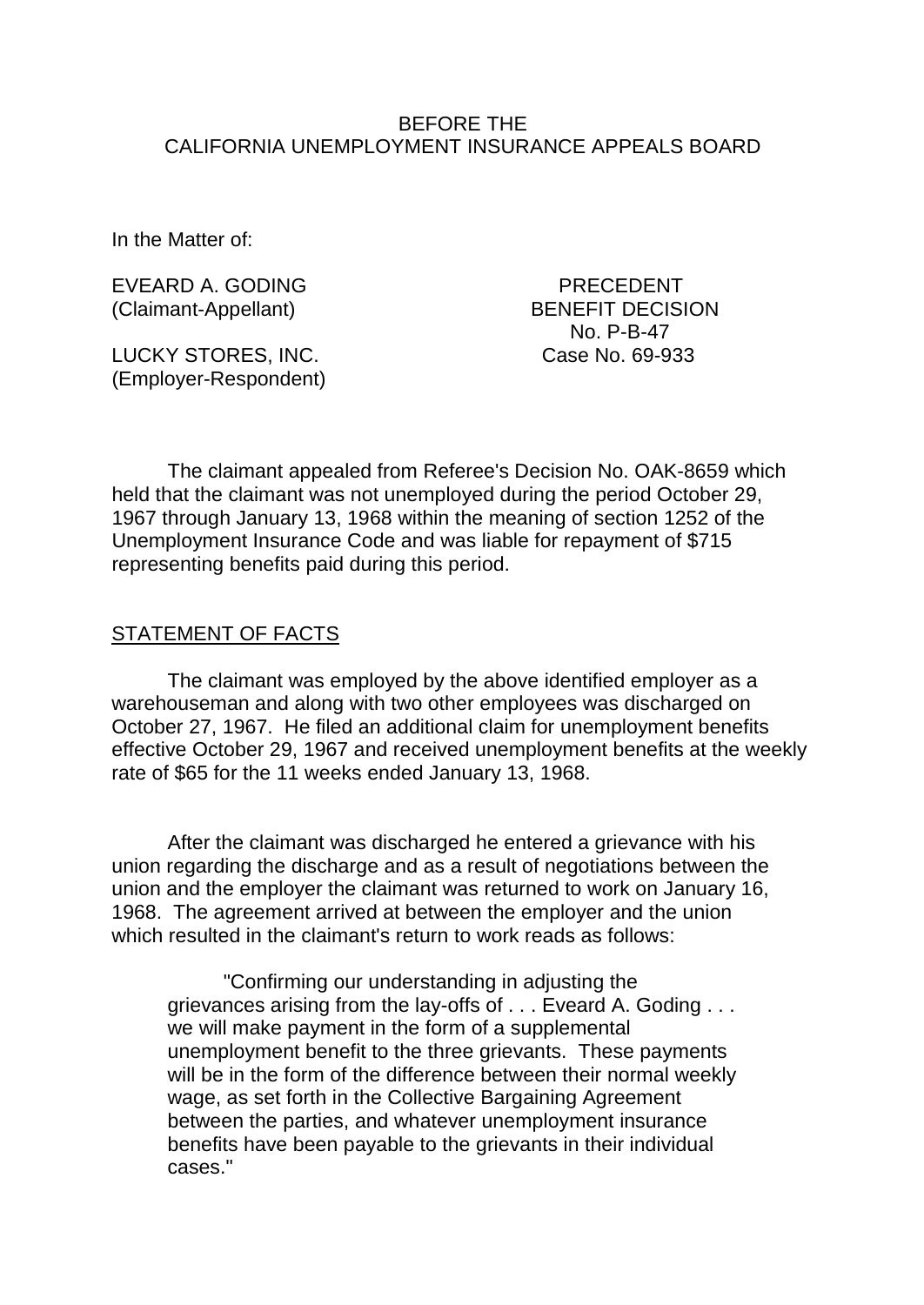BEFORE THE
CALIFORNIA UNEMPLOYMENT INSURANCE APPEALS BOARD

In the Matter of:

EVEARD A. GODING
(Claimant-Appellant)

LUCKY STORES, INC.
(Employer-Respondent)

PRECEDENT
BENEFIT DECISION
No. P-B-47
Case No. 69-933

The claimant appealed from Referee's Decision No. OAK-8659 which held that the claimant was not unemployed during the period October 29, 1967 through January 13, 1968 within the meaning of section 1252 of the Unemployment Insurance Code and was liable for repayment of $715 representing benefits paid during this period.

## STATEMENT OF FACTS

The claimant was employed by the above identified employer as a warehouseman and along with two other employees was discharged on October 27, 1967. He filed an additional claim for unemployment benefits effective October 29, 1967 and received unemployment benefits at the weekly rate of $65 for the 11 weeks ended January 13, 1968.

After the claimant was discharged he entered a grievance with his union regarding the discharge and as a result of negotiations between the union and the employer the claimant was returned to work on January 16, 1968. The agreement arrived at between the employer and the union which resulted in the claimant's return to work reads as follows:

> "Confirming our understanding in adjusting the grievances arising from the lay-offs of . . . Eveard A. Goding . . . we will make payment in the form of a supplemental unemployment benefit to the three grievants. These payments will be in the form of the difference between their normal weekly wage, as set forth in the Collective Bargaining Agreement between the parties, and whatever unemployment insurance benefits have been payable to the grievants in their individual cases."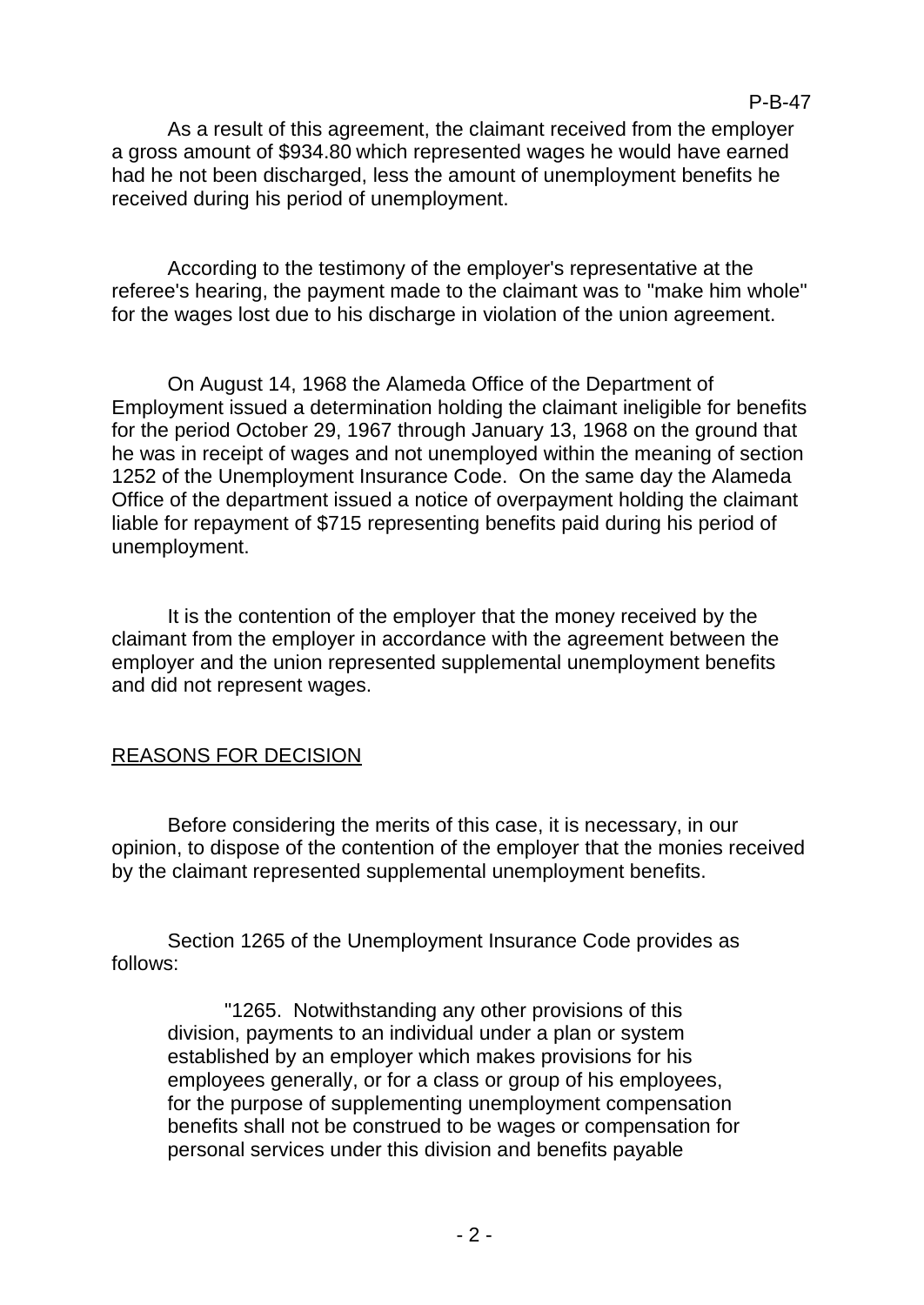As a result of this agreement, the claimant received from the employer a gross amount of $934.80 which represented wages he would have earned had he not been discharged, less the amount of unemployment benefits he received during his period of unemployment.

According to the testimony of the employer's representative at the referee's hearing, the payment made to the claimant was to "make him whole" for the wages lost due to his discharge in violation of the union agreement.

On August 14, 1968 the Alameda Office of the Department of Employment issued a determination holding the claimant ineligible for benefits for the period October 29, 1967 through January 13, 1968 on the ground that he was in receipt of wages and not unemployed within the meaning of section 1252 of the Unemployment Insurance Code. On the same day the Alameda Office of the department issued a notice of overpayment holding the claimant liable for repayment of $715 representing benefits paid during his period of unemployment.

It is the contention of the employer that the money received by the claimant from the employer in accordance with the agreement between the employer and the union represented supplemental unemployment benefits and did not represent wages.

## REASONS FOR DECISION

Before considering the merits of this case, it is necessary, in our opinion, to dispose of the contention of the employer that the monies received by the claimant represented supplemental unemployment benefits.

Section 1265 of the Unemployment Insurance Code provides as follows:

> "1265. Notwithstanding any other provisions of this division, payments to an individual under a plan or system established by an employer which makes provisions for his employees generally, or for a class or group of his employees, for the purpose of supplementing unemployment compensation benefits shall not be construed to be wages or compensation for personal services under this division and benefits payable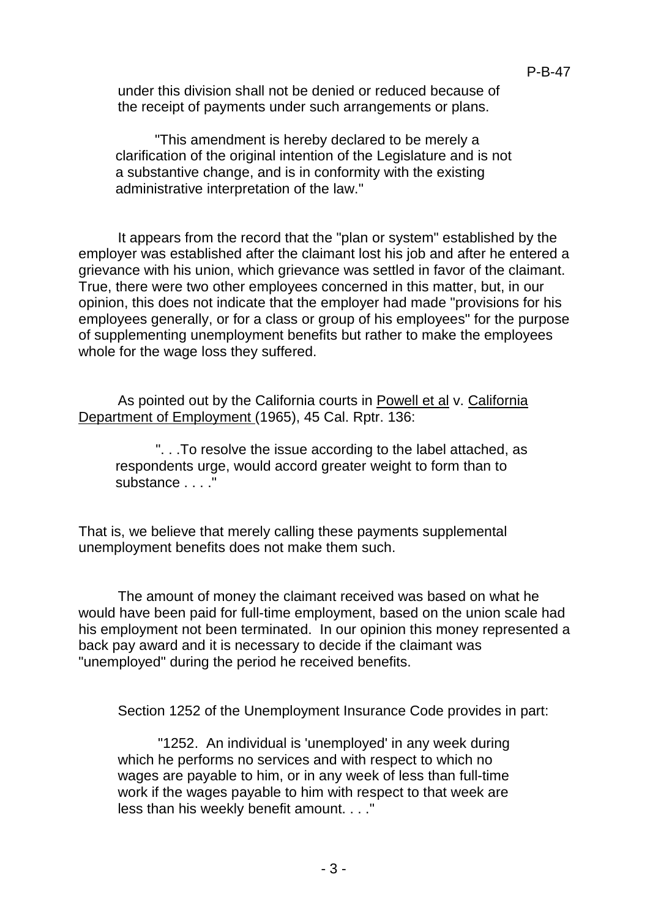under this division shall not be denied or reduced because of the receipt of payments under such arrangements or plans.

> "This amendment is hereby declared to be merely a clarification of the original intention of the Legislature and is not a substantive change, and is in conformity with the existing administrative interpretation of the law."

It appears from the record that the "plan or system" established by the employer was established after the claimant lost his job and after he entered a grievance with his union, which grievance was settled in favor of the claimant. True, there were two other employees concerned in this matter, but, in our opinion, this does not indicate that the employer had made "provisions for his employees generally, or for a class or group of his employees" for the purpose of supplementing unemployment benefits but rather to make the employees whole for the wage loss they suffered.

As pointed out by the California courts in <u>Powell et al</u> v. <u>California Department of Employment</u> (1965), 45 Cal. Rptr. 136:

> ". . .To resolve the issue according to the label attached, as respondents urge, would accord greater weight to form than to substance . . . ."

That is, we believe that merely calling these payments supplemental unemployment benefits does not make them such.

The amount of money the claimant received was based on what he would have been paid for full-time employment, based on the union scale had his employment not been terminated. In our opinion this money represented a back pay award and it is necessary to decide if the claimant was "unemployed" during the period he received benefits.

Section 1252 of the Unemployment Insurance Code provides in part:

> "1252. An individual is 'unemployed' in any week during which he performs no services and with respect to which no wages are payable to him, or in any week of less than full-time work if the wages payable to him with respect to that week are less than his weekly benefit amount. . . ."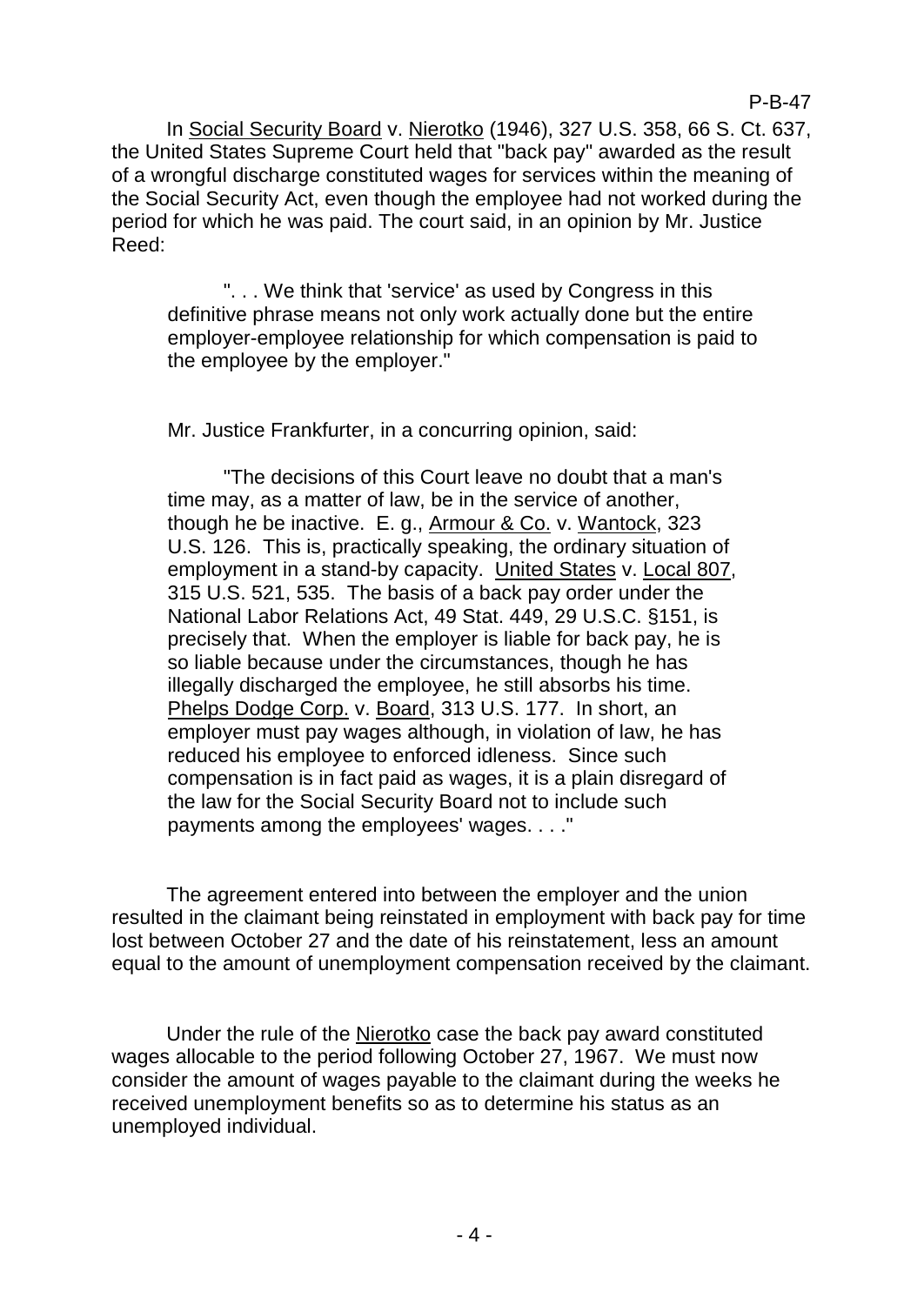In Social Security Board v. Nierotko (1946), 327 U.S. 358, 66 S. Ct. 637, the United States Supreme Court held that "back pay" awarded as the result of a wrongful discharge constituted wages for services within the meaning of the Social Security Act, even though the employee had not worked during the period for which he was paid. The court said, in an opinion by Mr. Justice Reed:

> ". . . We think that 'service' as used by Congress in this definitive phrase means not only work actually done but the entire employer-employee relationship for which compensation is paid to the employee by the employer."

Mr. Justice Frankfurter, in a concurring opinion, said:

> "The decisions of this Court leave no doubt that a man's time may, as a matter of law, be in the service of another, though he be inactive. E. g., Armour & Co. v. Wantock, 323 U.S. 126. This is, practically speaking, the ordinary situation of employment in a stand-by capacity. United States v. Local 807, 315 U.S. 521, 535. The basis of a back pay order under the National Labor Relations Act, 49 Stat. 449, 29 U.S.C. §151, is precisely that. When the employer is liable for back pay, he is so liable because under the circumstances, though he has illegally discharged the employee, he still absorbs his time. Phelps Dodge Corp. v. Board, 313 U.S. 177. In short, an employer must pay wages although, in violation of law, he has reduced his employee to enforced idleness. Since such compensation is in fact paid as wages, it is a plain disregard of the law for the Social Security Board not to include such payments among the employees' wages. . . ."

The agreement entered into between the employer and the union resulted in the claimant being reinstated in employment with back pay for time lost between October 27 and the date of his reinstatement, less an amount equal to the amount of unemployment compensation received by the claimant.

Under the rule of the Nierotko case the back pay award constituted wages allocable to the period following October 27, 1967. We must now consider the amount of wages payable to the claimant during the weeks he received unemployment benefits so as to determine his status as an unemployed individual.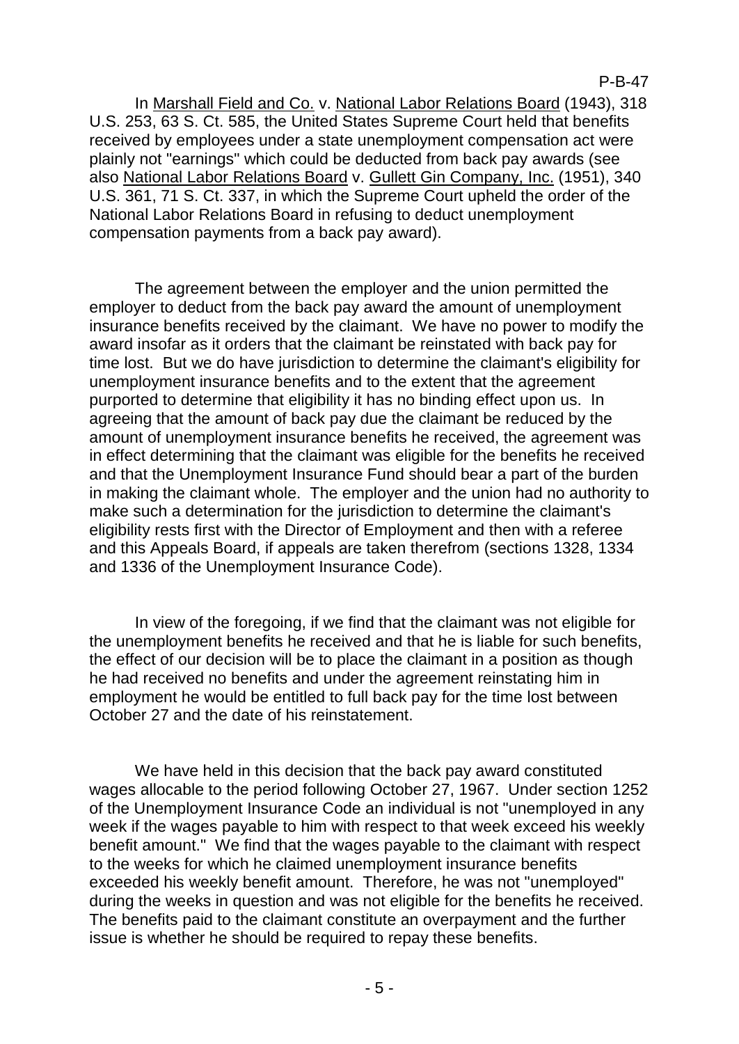In Marshall Field and Co. v. National Labor Relations Board (1943), 318 U.S. 253, 63 S. Ct. 585, the United States Supreme Court held that benefits received by employees under a state unemployment compensation act were plainly not "earnings" which could be deducted from back pay awards (see also National Labor Relations Board v. Gullett Gin Company, Inc. (1951), 340 U.S. 361, 71 S. Ct. 337, in which the Supreme Court upheld the order of the National Labor Relations Board in refusing to deduct unemployment compensation payments from a back pay award).

The agreement between the employer and the union permitted the employer to deduct from the back pay award the amount of unemployment insurance benefits received by the claimant. We have no power to modify the award insofar as it orders that the claimant be reinstated with back pay for time lost. But we do have jurisdiction to determine the claimant's eligibility for unemployment insurance benefits and to the extent that the agreement purported to determine that eligibility it has no binding effect upon us. In agreeing that the amount of back pay due the claimant be reduced by the amount of unemployment insurance benefits he received, the agreement was in effect determining that the claimant was eligible for the benefits he received and that the Unemployment Insurance Fund should bear a part of the burden in making the claimant whole. The employer and the union had no authority to make such a determination for the jurisdiction to determine the claimant's eligibility rests first with the Director of Employment and then with a referee and this Appeals Board, if appeals are taken therefrom (sections 1328, 1334 and 1336 of the Unemployment Insurance Code).

In view of the foregoing, if we find that the claimant was not eligible for the unemployment benefits he received and that he is liable for such benefits, the effect of our decision will be to place the claimant in a position as though he had received no benefits and under the agreement reinstating him in employment he would be entitled to full back pay for the time lost between October 27 and the date of his reinstatement.

We have held in this decision that the back pay award constituted wages allocable to the period following October 27, 1967. Under section 1252 of the Unemployment Insurance Code an individual is not "unemployed in any week if the wages payable to him with respect to that week exceed his weekly benefit amount." We find that the wages payable to the claimant with respect to the weeks for which he claimed unemployment insurance benefits exceeded his weekly benefit amount. Therefore, he was not "unemployed" during the weeks in question and was not eligible for the benefits he received. The benefits paid to the claimant constitute an overpayment and the further issue is whether he should be required to repay these benefits.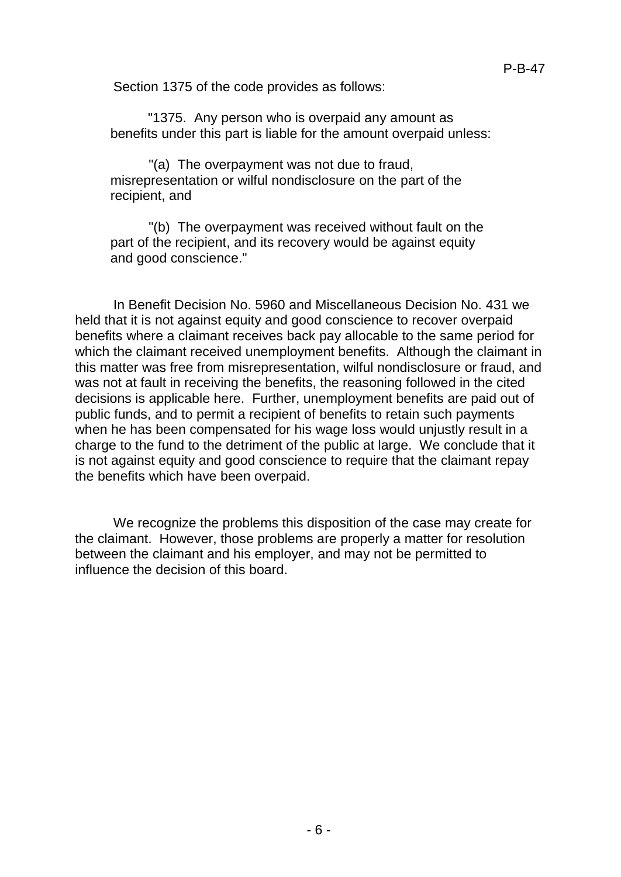Section 1375 of the code provides as follows:

> "1375. Any person who is overpaid any amount as benefits under this part is liable for the amount overpaid unless:
>
> "(a) The overpayment was not due to fraud, misrepresentation or wilful nondisclosure on the part of the recipient, and
>
> "(b) The overpayment was received without fault on the part of the recipient, and its recovery would be against equity and good conscience."

In Benefit Decision No. 5960 and Miscellaneous Decision No. 431 we held that it is not against equity and good conscience to recover overpaid benefits where a claimant receives back pay allocable to the same period for which the claimant received unemployment benefits. Although the claimant in this matter was free from misrepresentation, wilful nondisclosure or fraud, and was not at fault in receiving the benefits, the reasoning followed in the cited decisions is applicable here. Further, unemployment benefits are paid out of public funds, and to permit a recipient of benefits to retain such payments when he has been compensated for his wage loss would unjustly result in a charge to the fund to the detriment of the public at large. We conclude that it is not against equity and good conscience to require that the claimant repay the benefits which have been overpaid.

We recognize the problems this disposition of the case may create for the claimant. However, those problems are properly a matter for resolution between the claimant and his employer, and may not be permitted to influence the decision of this board.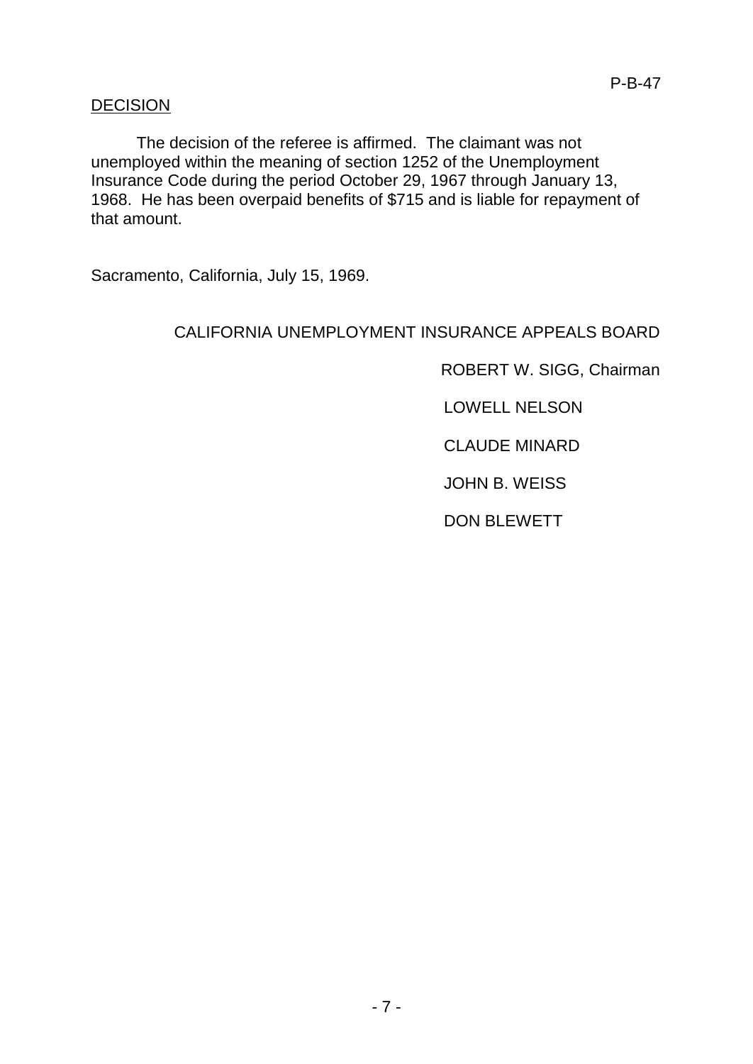P-B-47

<u>DECISION</u>

The decision of the referee is affirmed. The claimant was not unemployed within the meaning of section 1252 of the Unemployment Insurance Code during the period October 29, 1967 through January 13, 1968. He has been overpaid benefits of $715 and is liable for repayment of that amount.

Sacramento, California, July 15, 1969.

CALIFORNIA UNEMPLOYMENT INSURANCE APPEALS BOARD

ROBERT W. SIGG, Chairman

LOWELL NELSON

CLAUDE MINARD

JOHN B. WEISS

DON BLEWETT